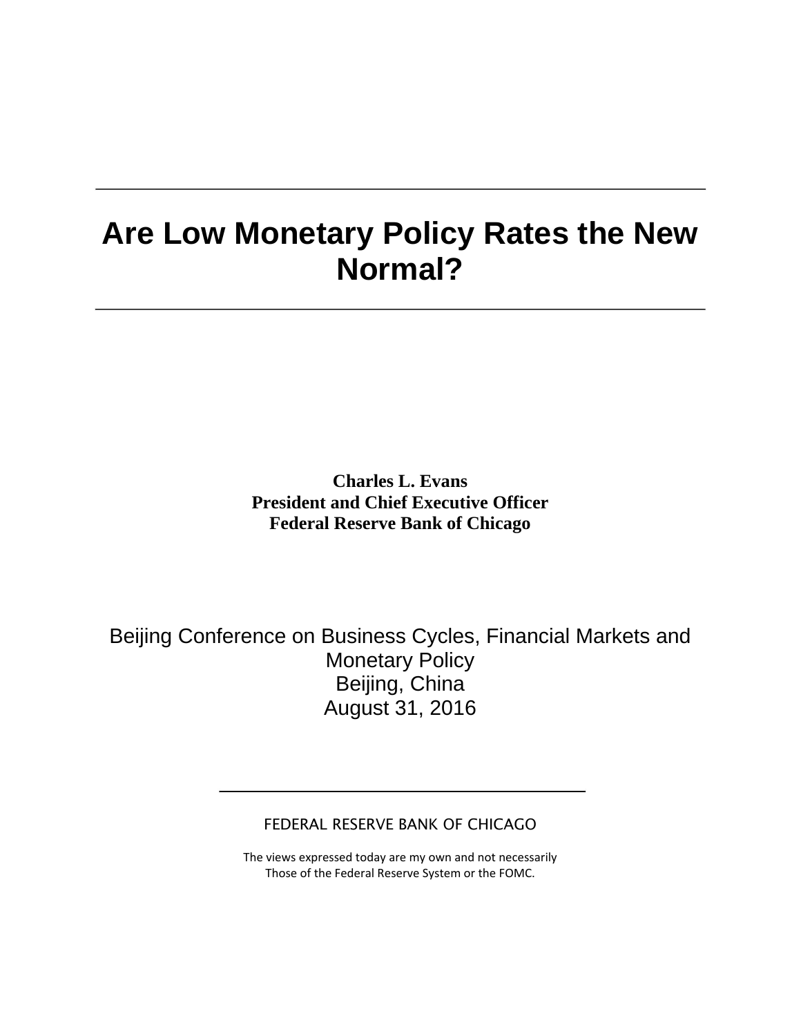# Are Low Monetary Policy Rates the New Normal?

**Charles L. Evans**
**President and Chief Executive Officer**
**Federal Reserve Bank of Chicago**

Beijing Conference on Business Cycles, Financial Markets and Monetary Policy
Beijing, China
August 31, 2016

FEDERAL RESERVE BANK OF CHICAGO

The views expressed today are my own and not necessarily
Those of the Federal Reserve System or the FOMC.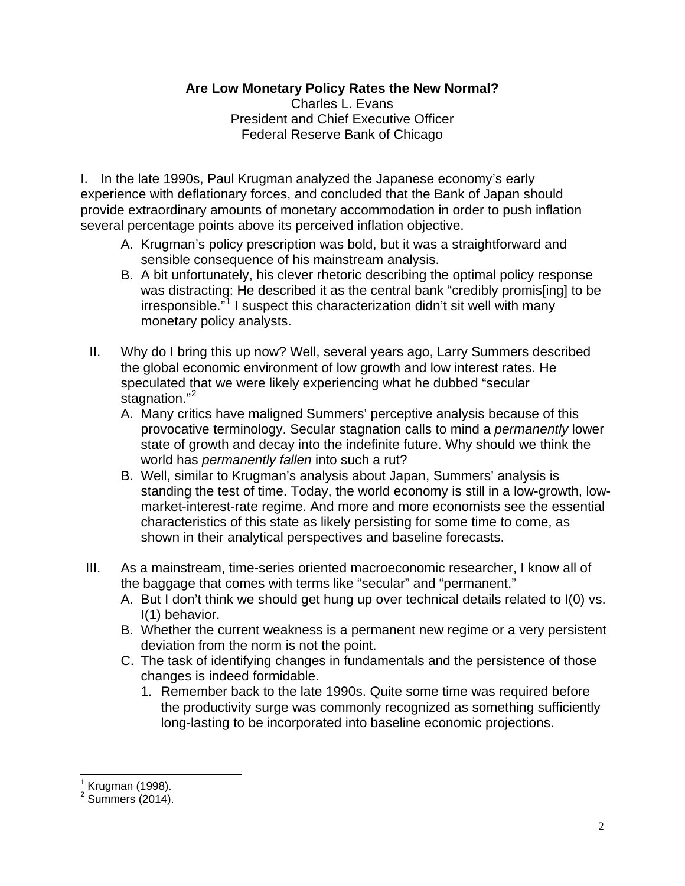**Are Low Monetary Policy Rates the New Normal?**
Charles L. Evans
President and Chief Executive Officer
Federal Reserve Bank of Chicago

I. In the late 1990s, Paul Krugman analyzed the Japanese economy's early experience with deflationary forces, and concluded that the Bank of Japan should provide extraordinary amounts of monetary accommodation in order to push inflation several percentage points above its perceived inflation objective.

   A. Krugman's policy prescription was bold, but it was a straightforward and sensible consequence of his mainstream analysis.
   B. A bit unfortunately, his clever rhetoric describing the optimal policy response was distracting: He described it as the central bank "credibly promis[ing] to be irresponsible."[1] I suspect this characterization didn't sit well with many monetary policy analysts.

II. Why do I bring this up now? Well, several years ago, Larry Summers described the global economic environment of low growth and low interest rates. He speculated that we were likely experiencing what he dubbed "secular stagnation."[2]

   A. Many critics have maligned Summers' perceptive analysis because of this provocative terminology. Secular stagnation calls to mind a *permanently* lower state of growth and decay into the indefinite future. Why should we think the world has *permanently fallen* into such a rut?
   B. Well, similar to Krugman's analysis about Japan, Summers' analysis is standing the test of time. Today, the world economy is still in a low-growth, low-market-interest-rate regime. And more and more economists see the essential characteristics of this state as likely persisting for some time to come, as shown in their analytical perspectives and baseline forecasts.

III. As a mainstream, time-series oriented macroeconomic researcher, I know all of the baggage that comes with terms like "secular" and "permanent."

   A. But I don't think we should get hung up over technical details related to I(0) vs. I(1) behavior.
   B. Whether the current weakness is a permanent new regime or a very persistent deviation from the norm is not the point.
   C. The task of identifying changes in fundamentals and the persistence of those changes is indeed formidable.
      1. Remember back to the late 1990s. Quite some time was required before the productivity surge was commonly recognized as something sufficiently long-lasting to be incorporated into baseline economic projections.

---

[1] Krugman (1998).
[2] Summers (2014).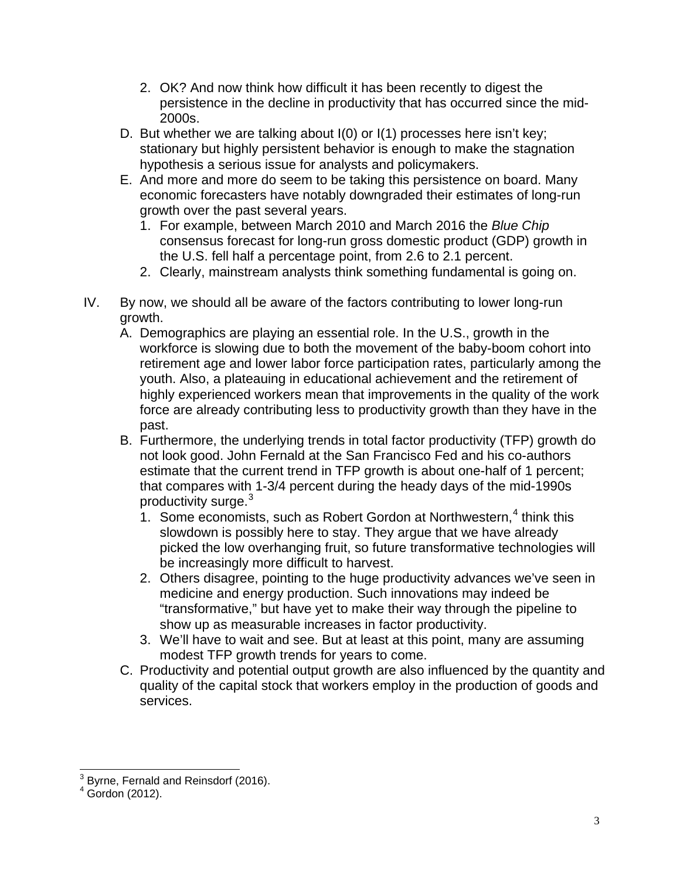2. OK? And now think how difficult it has been recently to digest the persistence in the decline in productivity that has occurred since the mid-2000s.

D. But whether we are talking about I(0) or I(1) processes here isn't key; stationary but highly persistent behavior is enough to make the stagnation hypothesis a serious issue for analysts and policymakers.

E. And more and more do seem to be taking this persistence on board. Many economic forecasters have notably downgraded their estimates of long-run growth over the past several years.

1. For example, between March 2010 and March 2016 the *Blue Chip* consensus forecast for long-run gross domestic product (GDP) growth in the U.S. fell half a percentage point, from 2.6 to 2.1 percent.
2. Clearly, mainstream analysts think something fundamental is going on.

IV. By now, we should all be aware of the factors contributing to lower long-run growth.

A. Demographics are playing an essential role. In the U.S., growth in the workforce is slowing due to both the movement of the baby-boom cohort into retirement age and lower labor force participation rates, particularly among the youth. Also, a plateauing in educational achievement and the retirement of highly experienced workers mean that improvements in the quality of the work force are already contributing less to productivity growth than they have in the past.

B. Furthermore, the underlying trends in total factor productivity (TFP) growth do not look good. John Fernald at the San Francisco Fed and his co-authors estimate that the current trend in TFP growth is about one-half of 1 percent; that compares with 1-3/4 percent during the heady days of the mid-1990s productivity surge.[3]

1. Some economists, such as Robert Gordon at Northwestern,[4] think this slowdown is possibly here to stay. They argue that we have already picked the low overhanging fruit, so future transformative technologies will be increasingly more difficult to harvest.
2. Others disagree, pointing to the huge productivity advances we've seen in medicine and energy production. Such innovations may indeed be "transformative," but have yet to make their way through the pipeline to show up as measurable increases in factor productivity.
3. We'll have to wait and see. But at least at this point, many are assuming modest TFP growth trends for years to come.

C. Productivity and potential output growth are also influenced by the quantity and quality of the capital stock that workers employ in the production of goods and services.

---

[3] Byrne, Fernald and Reinsdorf (2016).

[4] Gordon (2012).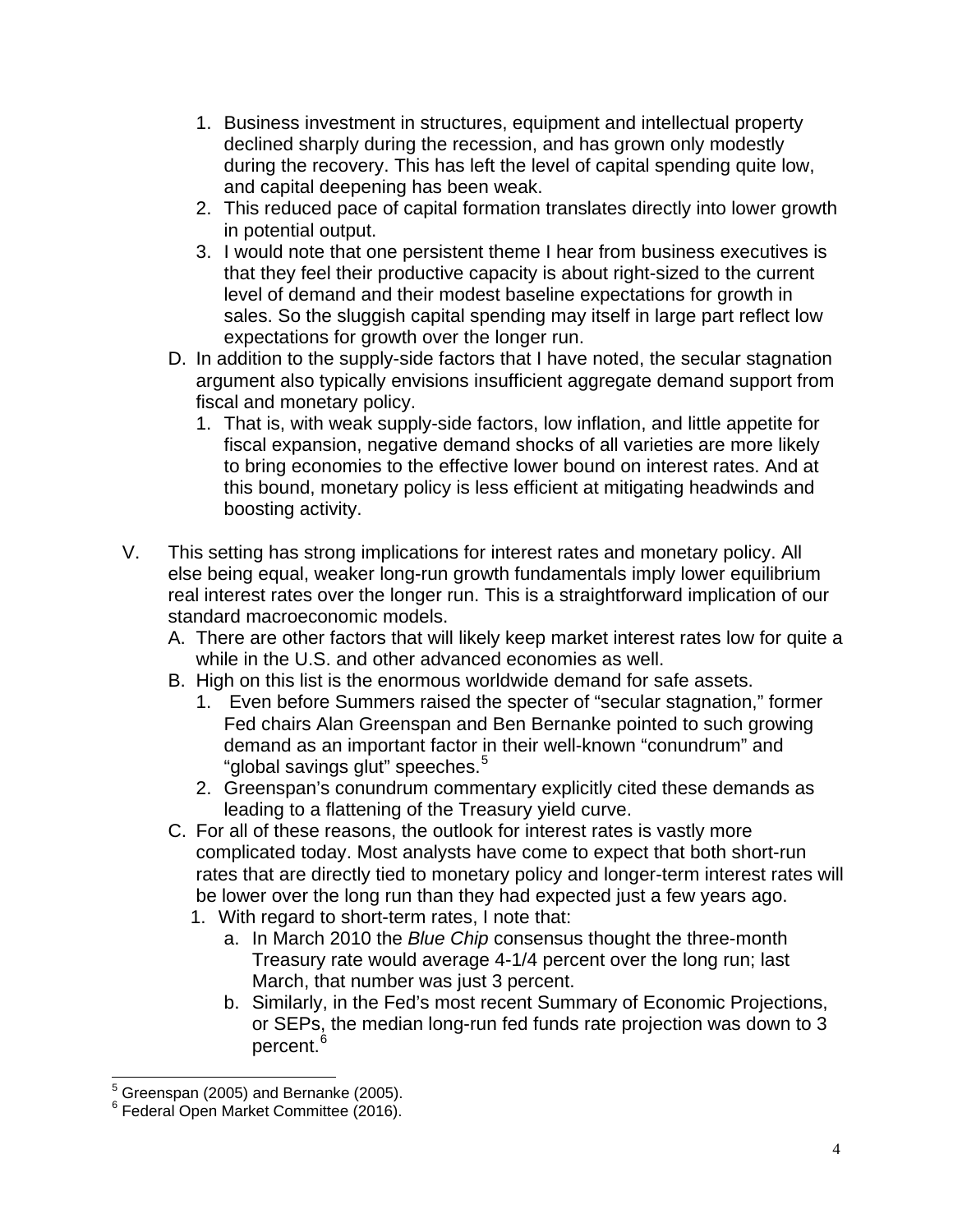1. Business investment in structures, equipment and intellectual property declined sharply during the recession, and has grown only modestly during the recovery. This has left the level of capital spending quite low, and capital deepening has been weak.
2. This reduced pace of capital formation translates directly into lower growth in potential output.
3. I would note that one persistent theme I hear from business executives is that they feel their productive capacity is about right-sized to the current level of demand and their modest baseline expectations for growth in sales. So the sluggish capital spending may itself in large part reflect low expectations for growth over the longer run.

D. In addition to the supply-side factors that I have noted, the secular stagnation argument also typically envisions insufficient aggregate demand support from fiscal and monetary policy.

1. That is, with weak supply-side factors, low inflation, and little appetite for fiscal expansion, negative demand shocks of all varieties are more likely to bring economies to the effective lower bound on interest rates. And at this bound, monetary policy is less efficient at mitigating headwinds and boosting activity.

V. This setting has strong implications for interest rates and monetary policy. All else being equal, weaker long-run growth fundamentals imply lower equilibrium real interest rates over the longer run. This is a straightforward implication of our standard macroeconomic models.

A. There are other factors that will likely keep market interest rates low for quite a while in the U.S. and other advanced economies as well.

B. High on this list is the enormous worldwide demand for safe assets.

1. Even before Summers raised the specter of "secular stagnation," former Fed chairs Alan Greenspan and Ben Bernanke pointed to such growing demand as an important factor in their well-known "conundrum" and "global savings glut" speeches.[5]
2. Greenspan's conundrum commentary explicitly cited these demands as leading to a flattening of the Treasury yield curve.

C. For all of these reasons, the outlook for interest rates is vastly more complicated today. Most analysts have come to expect that both short-run rates that are directly tied to monetary policy and longer-term interest rates will be lower over the long run than they had expected just a few years ago.

1. With regard to short-term rates, I note that:
   a. In March 2010 the *Blue Chip* consensus thought the three-month Treasury rate would average 4-1/4 percent over the long run; last March, that number was just 3 percent.
   b. Similarly, in the Fed's most recent Summary of Economic Projections, or SEPs, the median long-run fed funds rate projection was down to 3 percent.[6]

---

[5] Greenspan (2005) and Bernanke (2005).

[6] Federal Open Market Committee (2016).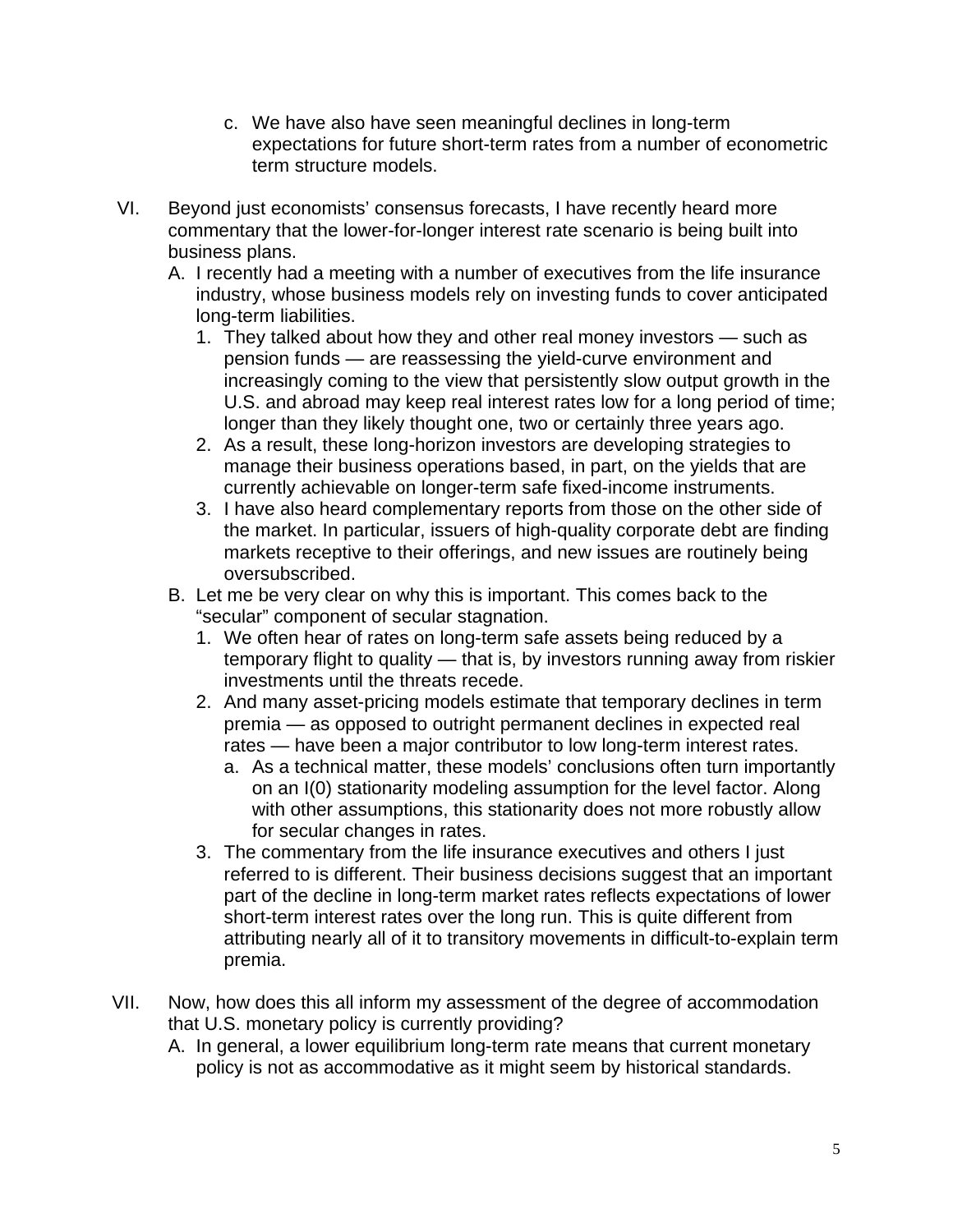c. We have also have seen meaningful declines in long-term expectations for future short-term rates from a number of econometric term structure models.

VI. Beyond just economists' consensus forecasts, I have recently heard more commentary that the lower-for-longer interest rate scenario is being built into business plans.

   A. I recently had a meeting with a number of executives from the life insurance industry, whose business models rely on investing funds to cover anticipated long-term liabilities.

      1. They talked about how they and other real money investors — such as pension funds — are reassessing the yield-curve environment and increasingly coming to the view that persistently slow output growth in the U.S. and abroad may keep real interest rates low for a long period of time; longer than they likely thought one, two or certainly three years ago.

      2. As a result, these long-horizon investors are developing strategies to manage their business operations based, in part, on the yields that are currently achievable on longer-term safe fixed-income instruments.

      3. I have also heard complementary reports from those on the other side of the market. In particular, issuers of high-quality corporate debt are finding markets receptive to their offerings, and new issues are routinely being oversubscribed.

   B. Let me be very clear on why this is important. This comes back to the "secular" component of secular stagnation.

      1. We often hear of rates on long-term safe assets being reduced by a temporary flight to quality — that is, by investors running away from riskier investments until the threats recede.

      2. And many asset-pricing models estimate that temporary declines in term premia — as opposed to outright permanent declines in expected real rates — have been a major contributor to low long-term interest rates.

         a. As a technical matter, these models' conclusions often turn importantly on an I(0) stationarity modeling assumption for the level factor. Along with other assumptions, this stationarity does not more robustly allow for secular changes in rates.

      3. The commentary from the life insurance executives and others I just referred to is different. Their business decisions suggest that an important part of the decline in long-term market rates reflects expectations of lower short-term interest rates over the long run. This is quite different from attributing nearly all of it to transitory movements in difficult-to-explain term premia.

VII. Now, how does this all inform my assessment of the degree of accommodation that U.S. monetary policy is currently providing?

   A. In general, a lower equilibrium long-term rate means that current monetary policy is not as accommodative as it might seem by historical standards.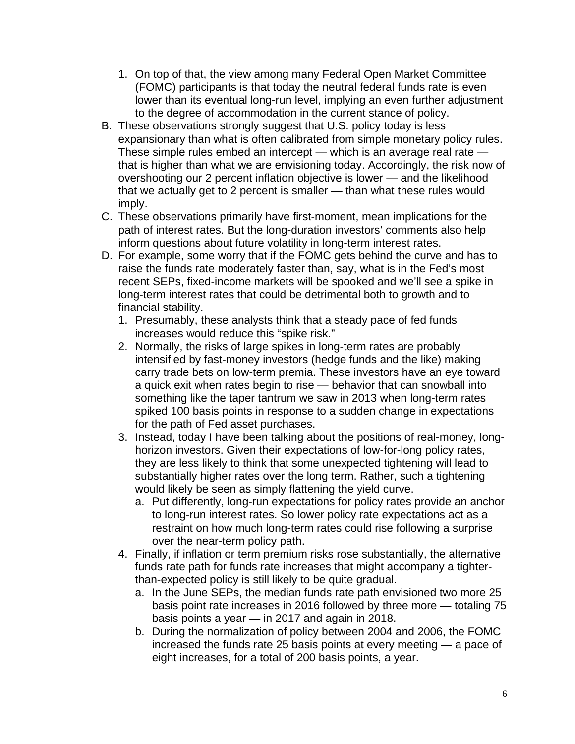1. On top of that, the view among many Federal Open Market Committee (FOMC) participants is that today the neutral federal funds rate is even lower than its eventual long-run level, implying an even further adjustment to the degree of accommodation in the current stance of policy.

B. These observations strongly suggest that U.S. policy today is less expansionary than what is often calibrated from simple monetary policy rules. These simple rules embed an intercept — which is an average real rate — that is higher than what we are envisioning today. Accordingly, the risk now of overshooting our 2 percent inflation objective is lower — and the likelihood that we actually get to 2 percent is smaller — than what these rules would imply.

C. These observations primarily have first-moment, mean implications for the path of interest rates. But the long-duration investors' comments also help inform questions about future volatility in long-term interest rates.

D. For example, some worry that if the FOMC gets behind the curve and has to raise the funds rate moderately faster than, say, what is in the Fed's most recent SEPs, fixed-income markets will be spooked and we'll see a spike in long-term interest rates that could be detrimental both to growth and to financial stability.

   1. Presumably, these analysts think that a steady pace of fed funds increases would reduce this "spike risk."
   2. Normally, the risks of large spikes in long-term rates are probably intensified by fast-money investors (hedge funds and the like) making carry trade bets on low-term premia. These investors have an eye toward a quick exit when rates begin to rise — behavior that can snowball into something like the taper tantrum we saw in 2013 when long-term rates spiked 100 basis points in response to a sudden change in expectations for the path of Fed asset purchases.
   3. Instead, today I have been talking about the positions of real-money, long-horizon investors. Given their expectations of low-for-long policy rates, they are less likely to think that some unexpected tightening will lead to substantially higher rates over the long term. Rather, such a tightening would likely be seen as simply flattening the yield curve.
      a. Put differently, long-run expectations for policy rates provide an anchor to long-run interest rates. So lower policy rate expectations act as a restraint on how much long-term rates could rise following a surprise over the near-term policy path.
   4. Finally, if inflation or term premium risks rose substantially, the alternative funds rate path for funds rate increases that might accompany a tighter-than-expected policy is still likely to be quite gradual.
      a. In the June SEPs, the median funds rate path envisioned two more 25 basis point rate increases in 2016 followed by three more — totaling 75 basis points a year — in 2017 and again in 2018.
      b. During the normalization of policy between 2004 and 2006, the FOMC increased the funds rate 25 basis points at every meeting — a pace of eight increases, for a total of 200 basis points, a year.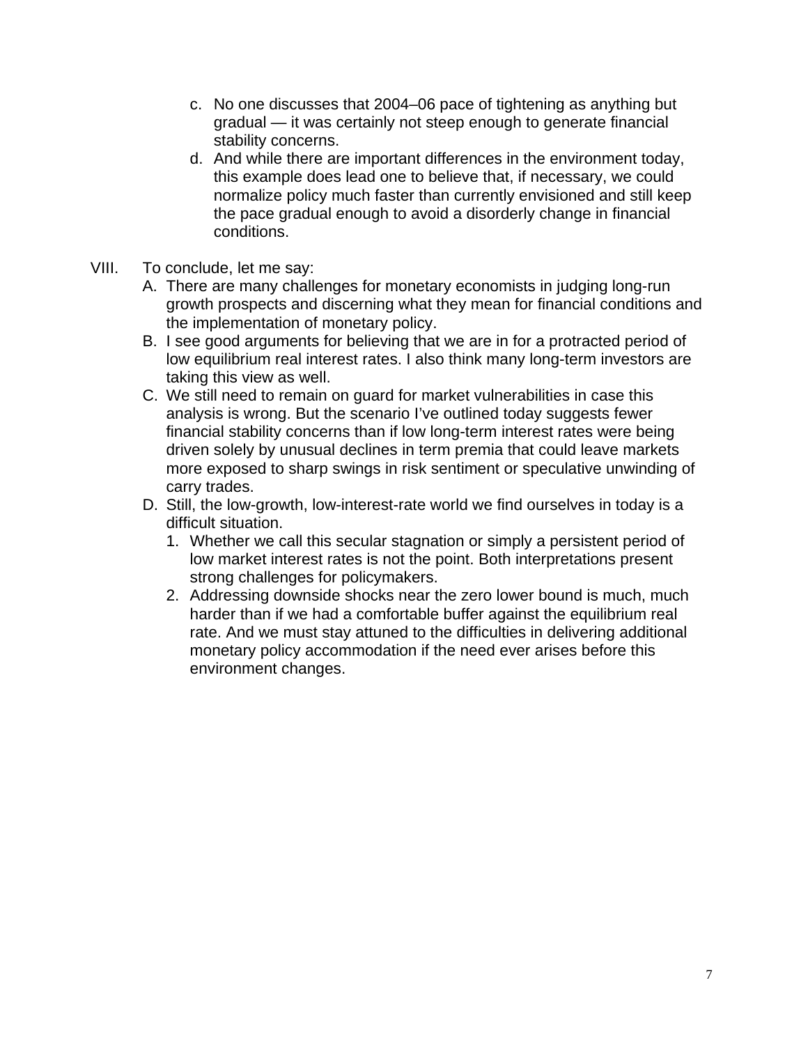c. No one discusses that 2004–06 pace of tightening as anything but gradual — it was certainly not steep enough to generate financial stability concerns.
   d. And while there are important differences in the environment today, this example does lead one to believe that, if necessary, we could normalize policy much faster than currently envisioned and still keep the pace gradual enough to avoid a disorderly change in financial conditions.

VIII. To conclude, let me say:

   A. There are many challenges for monetary economists in judging long-run growth prospects and discerning what they mean for financial conditions and the implementation of monetary policy.
   B. I see good arguments for believing that we are in for a protracted period of low equilibrium real interest rates. I also think many long-term investors are taking this view as well.
   C. We still need to remain on guard for market vulnerabilities in case this analysis is wrong. But the scenario I've outlined today suggests fewer financial stability concerns than if low long-term interest rates were being driven solely by unusual declines in term premia that could leave markets more exposed to sharp swings in risk sentiment or speculative unwinding of carry trades.
   D. Still, the low-growth, low-interest-rate world we find ourselves in today is a difficult situation.
      1. Whether we call this secular stagnation or simply a persistent period of low market interest rates is not the point. Both interpretations present strong challenges for policymakers.
      2. Addressing downside shocks near the zero lower bound is much, much harder than if we had a comfortable buffer against the equilibrium real rate. And we must stay attuned to the difficulties in delivering additional monetary policy accommodation if the need ever arises before this environment changes.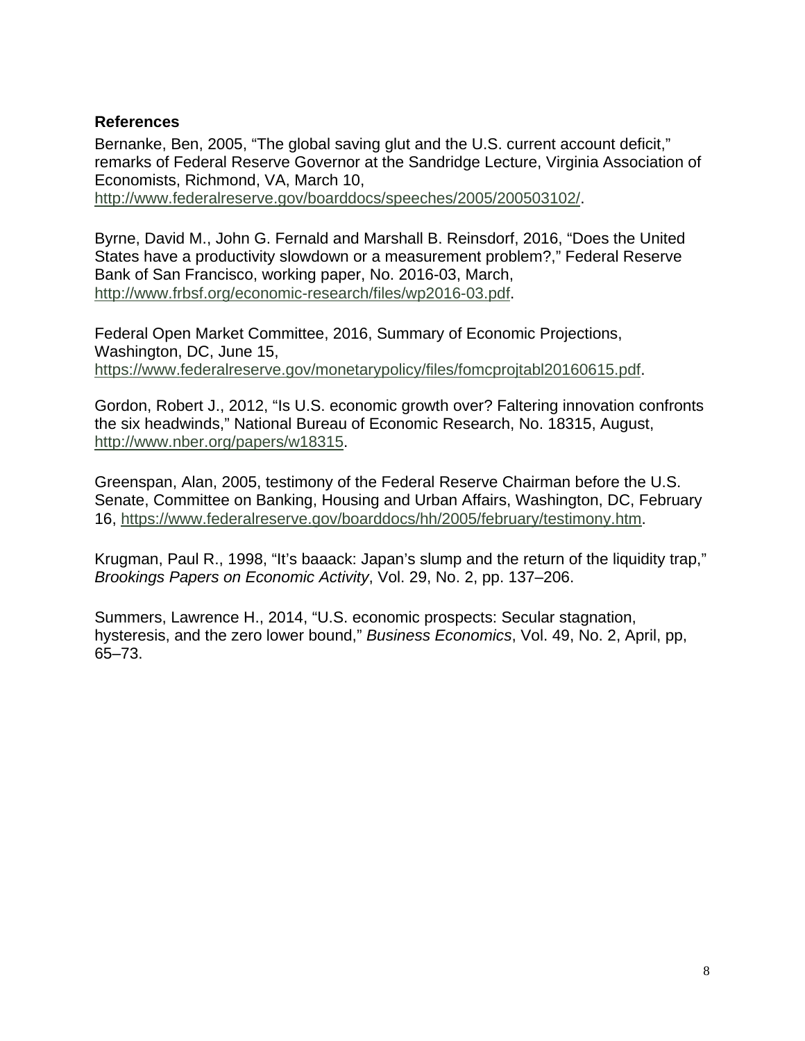## References

Bernanke, Ben, 2005, "The global saving glut and the U.S. current account deficit," remarks of Federal Reserve Governor at the Sandridge Lecture, Virginia Association of Economists, Richmond, VA, March 10, http://www.federalreserve.gov/boarddocs/speeches/2005/200503102/.

Byrne, David M., John G. Fernald and Marshall B. Reinsdorf, 2016, "Does the United States have a productivity slowdown or a measurement problem?," Federal Reserve Bank of San Francisco, working paper, No. 2016-03, March, http://www.frbsf.org/economic-research/files/wp2016-03.pdf.

Federal Open Market Committee, 2016, Summary of Economic Projections, Washington, DC, June 15, https://www.federalreserve.gov/monetarypolicy/files/fomcprojtabl20160615.pdf.

Gordon, Robert J., 2012, "Is U.S. economic growth over? Faltering innovation confronts the six headwinds," National Bureau of Economic Research, No. 18315, August, http://www.nber.org/papers/w18315.

Greenspan, Alan, 2005, testimony of the Federal Reserve Chairman before the U.S. Senate, Committee on Banking, Housing and Urban Affairs, Washington, DC, February 16, https://www.federalreserve.gov/boarddocs/hh/2005/february/testimony.htm.

Krugman, Paul R., 1998, "It's baaack: Japan's slump and the return of the liquidity trap," *Brookings Papers on Economic Activity*, Vol. 29, No. 2, pp. 137–206.

Summers, Lawrence H., 2014, "U.S. economic prospects: Secular stagnation, hysteresis, and the zero lower bound," *Business Economics*, Vol. 49, No. 2, April, pp, 65–73.